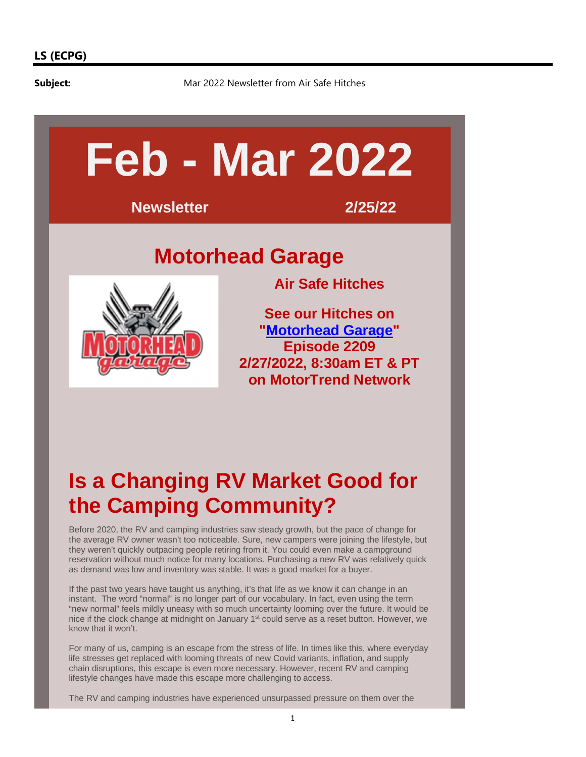**LS (ECPG)**

**Subject:** Mar 2022 Newsletter from Air Safe Hitches

# Feb - Mar 2022

**Newsletter** **2/25/22**

## Motorhead Garage

### Air Safe Hitches

**See our Hitches on "Motorhead Garage" Episode 2209 2/27/2022, 8:30am ET & PT on MotorTrend Network**

## Is a Changing RV Market Good for the Camping Community?

Before 2020, the RV and camping industries saw steady growth, but the pace of change for the average RV owner wasn't too noticeable. Sure, new campers were joining the lifestyle, but they weren't quickly outpacing people retiring from it. You could even make a campground reservation without much notice for many locations. Purchasing a new RV was relatively quick as demand was low and inventory was stable. It was a good market for a buyer.

If the past two years have taught us anything, it's that life as we know it can change in an instant. The word "normal" is no longer part of our vocabulary. In fact, even using the term "new normal" feels mildly uneasy with so much uncertainty looming over the future. It would be nice if the clock change at midnight on January 1st could serve as a reset button. However, we know that it won't.

For many of us, camping is an escape from the stress of life. In times like this, where everyday life stresses get replaced with looming threats of new Covid variants, inflation, and supply chain disruptions, this escape is even more necessary. However, recent RV and camping lifestyle changes have made this escape more challenging to access.

The RV and camping industries have experienced unsurpassed pressure on them over the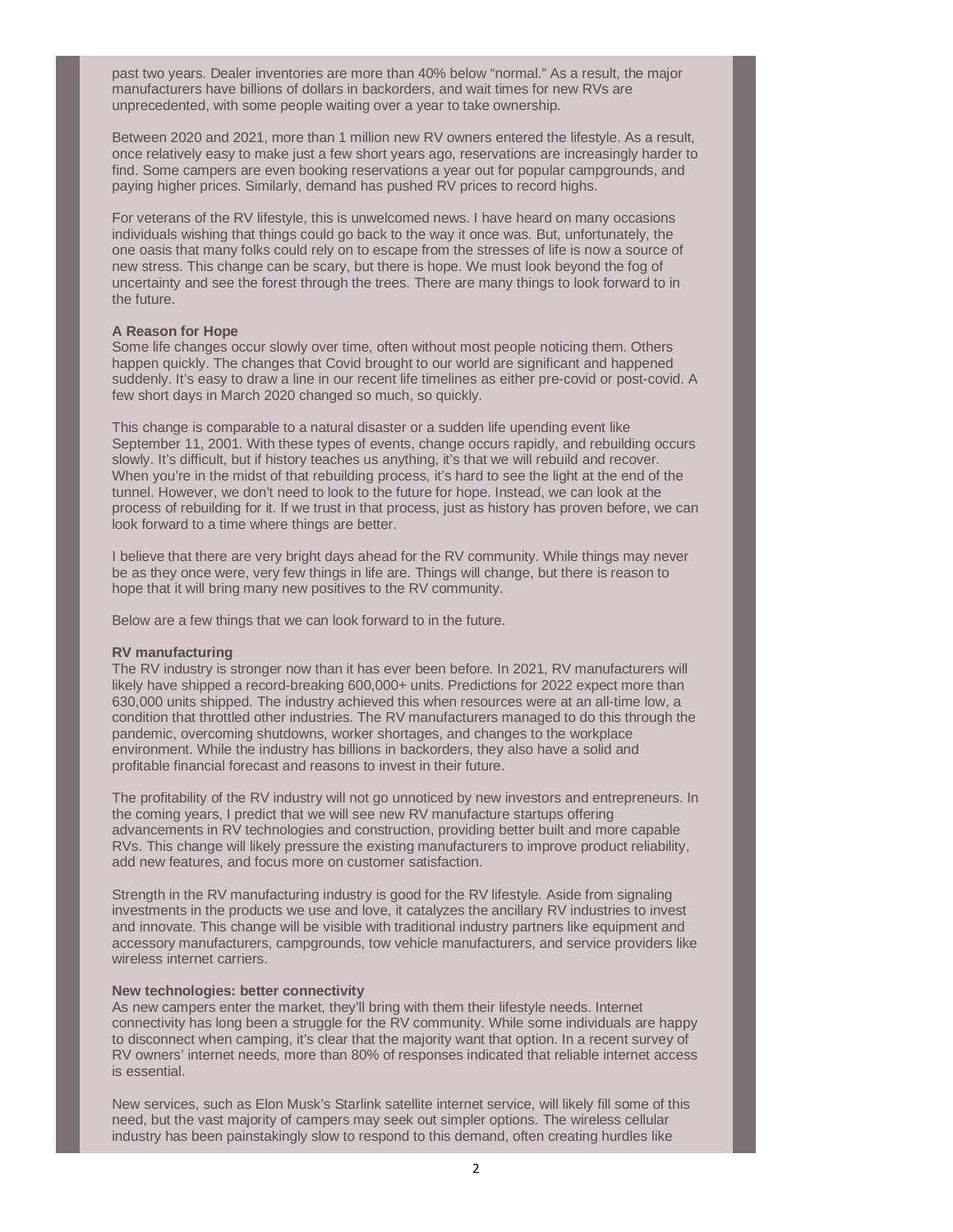past two years. Dealer inventories are more than 40% below "normal." As a result, the major manufacturers have billions of dollars in backorders, and wait times for new RVs are unprecedented, with some people waiting over a year to take ownership.

Between 2020 and 2021, more than 1 million new RV owners entered the lifestyle. As a result, once relatively easy to make just a few short years ago, reservations are increasingly harder to find. Some campers are even booking reservations a year out for popular campgrounds, and paying higher prices. Similarly, demand has pushed RV prices to record highs.

For veterans of the RV lifestyle, this is unwelcomed news. I have heard on many occasions individuals wishing that things could go back to the way it once was. But, unfortunately, the one oasis that many folks could rely on to escape from the stresses of life is now a source of new stress. This change can be scary, but there is hope. We must look beyond the fog of uncertainty and see the forest through the trees. There are many things to look forward to in the future.

**A Reason for Hope**

Some life changes occur slowly over time, often without most people noticing them. Others happen quickly. The changes that Covid brought to our world are significant and happened suddenly. It's easy to draw a line in our recent life timelines as either pre-covid or post-covid. A few short days in March 2020 changed so much, so quickly.

This change is comparable to a natural disaster or a sudden life upending event like September 11, 2001. With these types of events, change occurs rapidly, and rebuilding occurs slowly. It's difficult, but if history teaches us anything, it's that we will rebuild and recover. When you're in the midst of that rebuilding process, it's hard to see the light at the end of the tunnel. However, we don't need to look to the future for hope. Instead, we can look at the process of rebuilding for it. If we trust in that process, just as history has proven before, we can look forward to a time where things are better.

I believe that there are very bright days ahead for the RV community. While things may never be as they once were, very few things in life are. Things will change, but there is reason to hope that it will bring many new positives to the RV community.

Below are a few things that we can look forward to in the future.

**RV manufacturing**

The RV industry is stronger now than it has ever been before. In 2021, RV manufacturers will likely have shipped a record-breaking 600,000+ units. Predictions for 2022 expect more than 630,000 units shipped. The industry achieved this when resources were at an all-time low, a condition that throttled other industries. The RV manufacturers managed to do this through the pandemic, overcoming shutdowns, worker shortages, and changes to the workplace environment. While the industry has billions in backorders, they also have a solid and profitable financial forecast and reasons to invest in their future.

The profitability of the RV industry will not go unnoticed by new investors and entrepreneurs. In the coming years, I predict that we will see new RV manufacture startups offering advancements in RV technologies and construction, providing better built and more capable RVs. This change will likely pressure the existing manufacturers to improve product reliability, add new features, and focus more on customer satisfaction.

Strength in the RV manufacturing industry is good for the RV lifestyle. Aside from signaling investments in the products we use and love, it catalyzes the ancillary RV industries to invest and innovate. This change will be visible with traditional industry partners like equipment and accessory manufacturers, campgrounds, tow vehicle manufacturers, and service providers like wireless internet carriers.

**New technologies: better connectivity**

As new campers enter the market, they'll bring with them their lifestyle needs. Internet connectivity has long been a struggle for the RV community. While some individuals are happy to disconnect when camping, it's clear that the majority want that option. In a recent survey of RV owners' internet needs, more than 80% of responses indicated that reliable internet access is essential.

New services, such as Elon Musk's Starlink satellite internet service, will likely fill some of this need, but the vast majority of campers may seek out simpler options. The wireless cellular industry has been painstakingly slow to respond to this demand, often creating hurdles like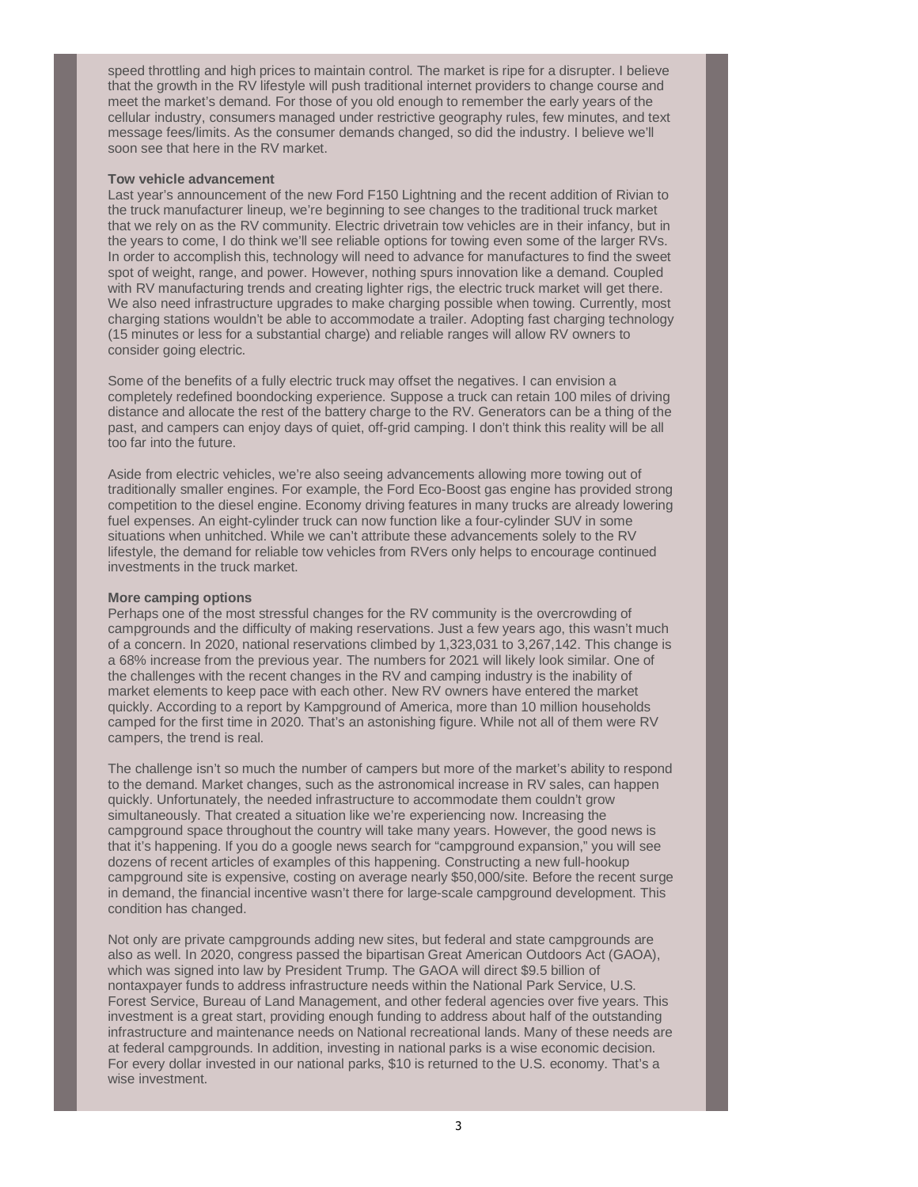speed throttling and high prices to maintain control. The market is ripe for a disrupter. I believe that the growth in the RV lifestyle will push traditional internet providers to change course and meet the market's demand. For those of you old enough to remember the early years of the cellular industry, consumers managed under restrictive geography rules, few minutes, and text message fees/limits. As the consumer demands changed, so did the industry. I believe we'll soon see that here in the RV market.

**Tow vehicle advancement**

Last year's announcement of the new Ford F150 Lightning and the recent addition of Rivian to the truck manufacturer lineup, we're beginning to see changes to the traditional truck market that we rely on as the RV community. Electric drivetrain tow vehicles are in their infancy, but in the years to come, I do think we'll see reliable options for towing even some of the larger RVs. In order to accomplish this, technology will need to advance for manufactures to find the sweet spot of weight, range, and power. However, nothing spurs innovation like a demand. Coupled with RV manufacturing trends and creating lighter rigs, the electric truck market will get there. We also need infrastructure upgrades to make charging possible when towing. Currently, most charging stations wouldn't be able to accommodate a trailer. Adopting fast charging technology (15 minutes or less for a substantial charge) and reliable ranges will allow RV owners to consider going electric.

Some of the benefits of a fully electric truck may offset the negatives. I can envision a completely redefined boondocking experience. Suppose a truck can retain 100 miles of driving distance and allocate the rest of the battery charge to the RV. Generators can be a thing of the past, and campers can enjoy days of quiet, off-grid camping. I don't think this reality will be all too far into the future.

Aside from electric vehicles, we're also seeing advancements allowing more towing out of traditionally smaller engines. For example, the Ford Eco-Boost gas engine has provided strong competition to the diesel engine. Economy driving features in many trucks are already lowering fuel expenses. An eight-cylinder truck can now function like a four-cylinder SUV in some situations when unhitched. While we can't attribute these advancements solely to the RV lifestyle, the demand for reliable tow vehicles from RVers only helps to encourage continued investments in the truck market.

**More camping options**

Perhaps one of the most stressful changes for the RV community is the overcrowding of campgrounds and the difficulty of making reservations. Just a few years ago, this wasn't much of a concern. In 2020, national reservations climbed by 1,323,031 to 3,267,142. This change is a 68% increase from the previous year. The numbers for 2021 will likely look similar. One of the challenges with the recent changes in the RV and camping industry is the inability of market elements to keep pace with each other. New RV owners have entered the market quickly. According to a report by Kampground of America, more than 10 million households camped for the first time in 2020. That's an astonishing figure. While not all of them were RV campers, the trend is real.

The challenge isn't so much the number of campers but more of the market's ability to respond to the demand. Market changes, such as the astronomical increase in RV sales, can happen quickly. Unfortunately, the needed infrastructure to accommodate them couldn't grow simultaneously. That created a situation like we're experiencing now. Increasing the campground space throughout the country will take many years. However, the good news is that it's happening. If you do a google news search for "campground expansion," you will see dozens of recent articles of examples of this happening. Constructing a new full-hookup campground site is expensive, costing on average nearly $50,000/site. Before the recent surge in demand, the financial incentive wasn't there for large-scale campground development. This condition has changed.

Not only are private campgrounds adding new sites, but federal and state campgrounds are also as well. In 2020, congress passed the bipartisan Great American Outdoors Act (GAOA), which was signed into law by President Trump. The GAOA will direct $9.5 billion of nontaxpayer funds to address infrastructure needs within the National Park Service, U.S. Forest Service, Bureau of Land Management, and other federal agencies over five years. This investment is a great start, providing enough funding to address about half of the outstanding infrastructure and maintenance needs on National recreational lands. Many of these needs are at federal campgrounds. In addition, investing in national parks is a wise economic decision. For every dollar invested in our national parks, $10 is returned to the U.S. economy. That's a wise investment.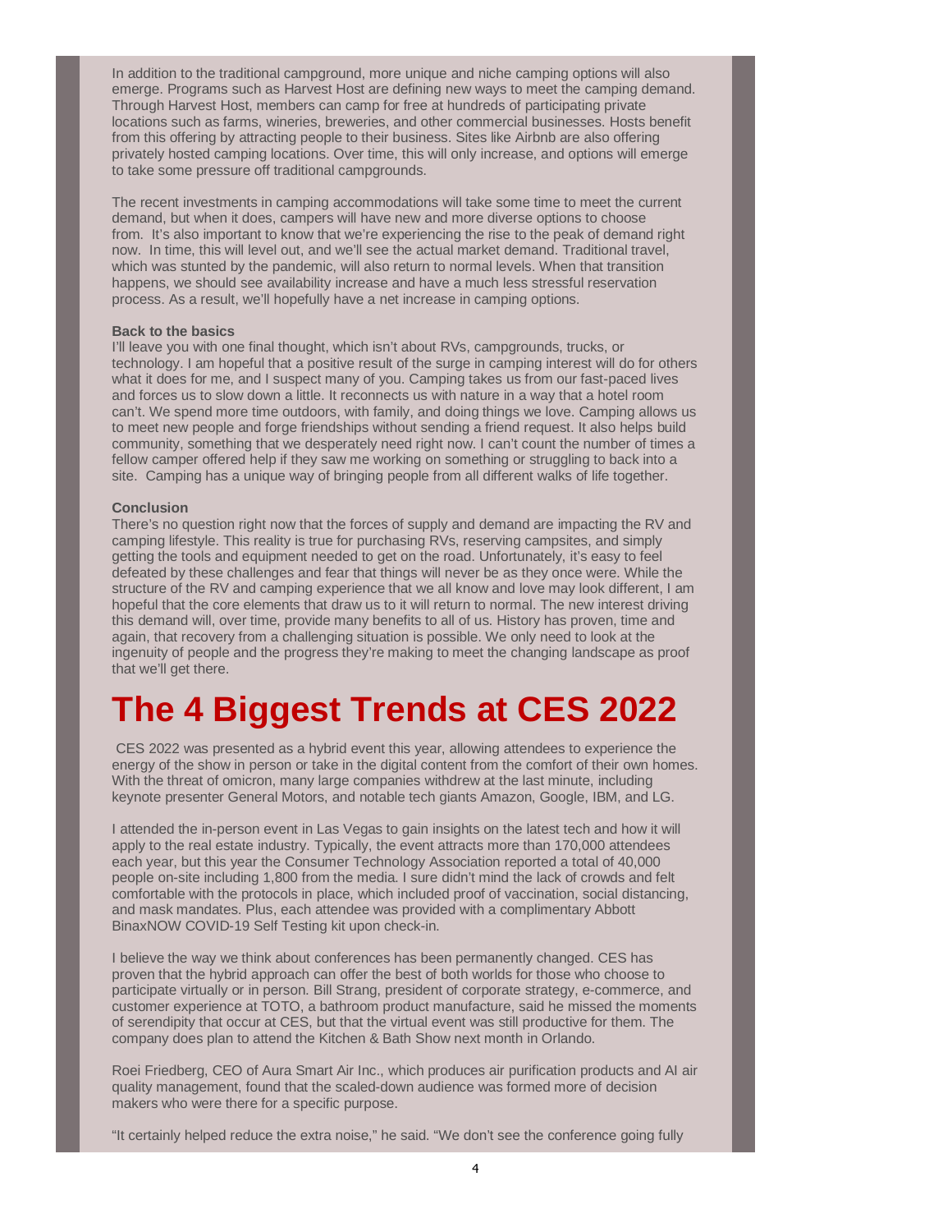In addition to the traditional campground, more unique and niche camping options will also emerge. Programs such as Harvest Host are defining new ways to meet the camping demand. Through Harvest Host, members can camp for free at hundreds of participating private locations such as farms, wineries, breweries, and other commercial businesses. Hosts benefit from this offering by attracting people to their business. Sites like Airbnb are also offering privately hosted camping locations. Over time, this will only increase, and options will emerge to take some pressure off traditional campgrounds.

The recent investments in camping accommodations will take some time to meet the current demand, but when it does, campers will have new and more diverse options to choose from. It's also important to know that we're experiencing the rise to the peak of demand right now. In time, this will level out, and we'll see the actual market demand. Traditional travel, which was stunted by the pandemic, will also return to normal levels. When that transition happens, we should see availability increase and have a much less stressful reservation process. As a result, we'll hopefully have a net increase in camping options.

**Back to the basics**

I'll leave you with one final thought, which isn't about RVs, campgrounds, trucks, or technology. I am hopeful that a positive result of the surge in camping interest will do for others what it does for me, and I suspect many of you. Camping takes us from our fast-paced lives and forces us to slow down a little. It reconnects us with nature in a way that a hotel room can't. We spend more time outdoors, with family, and doing things we love. Camping allows us to meet new people and forge friendships without sending a friend request. It also helps build community, something that we desperately need right now. I can't count the number of times a fellow camper offered help if they saw me working on something or struggling to back into a site. Camping has a unique way of bringing people from all different walks of life together.

**Conclusion**

There's no question right now that the forces of supply and demand are impacting the RV and camping lifestyle. This reality is true for purchasing RVs, reserving campsites, and simply getting the tools and equipment needed to get on the road. Unfortunately, it's easy to feel defeated by these challenges and fear that things will never be as they once were. While the structure of the RV and camping experience that we all know and love may look different, I am hopeful that the core elements that draw us to it will return to normal. The new interest driving this demand will, over time, provide many benefits to all of us. History has proven, time and again, that recovery from a challenging situation is possible. We only need to look at the ingenuity of people and the progress they're making to meet the changing landscape as proof that we'll get there.

# The 4 Biggest Trends at CES 2022

CES 2022 was presented as a hybrid event this year, allowing attendees to experience the energy of the show in person or take in the digital content from the comfort of their own homes. With the threat of omicron, many large companies withdrew at the last minute, including keynote presenter General Motors, and notable tech giants Amazon, Google, IBM, and LG.

I attended the in-person event in Las Vegas to gain insights on the latest tech and how it will apply to the real estate industry. Typically, the event attracts more than 170,000 attendees each year, but this year the Consumer Technology Association reported a total of 40,000 people on-site including 1,800 from the media. I sure didn't mind the lack of crowds and felt comfortable with the protocols in place, which included proof of vaccination, social distancing, and mask mandates. Plus, each attendee was provided with a complimentary Abbott BinaxNOW COVID-19 Self Testing kit upon check-in.

I believe the way we think about conferences has been permanently changed. CES has proven that the hybrid approach can offer the best of both worlds for those who choose to participate virtually or in person. Bill Strang, president of corporate strategy, e-commerce, and customer experience at TOTO, a bathroom product manufacture, said he missed the moments of serendipity that occur at CES, but that the virtual event was still productive for them. The company does plan to attend the Kitchen & Bath Show next month in Orlando.

Roei Friedberg, CEO of Aura Smart Air Inc., which produces air purification products and AI air quality management, found that the scaled-down audience was formed more of decision makers who were there for a specific purpose.

"It certainly helped reduce the extra noise," he said. "We don't see the conference going fully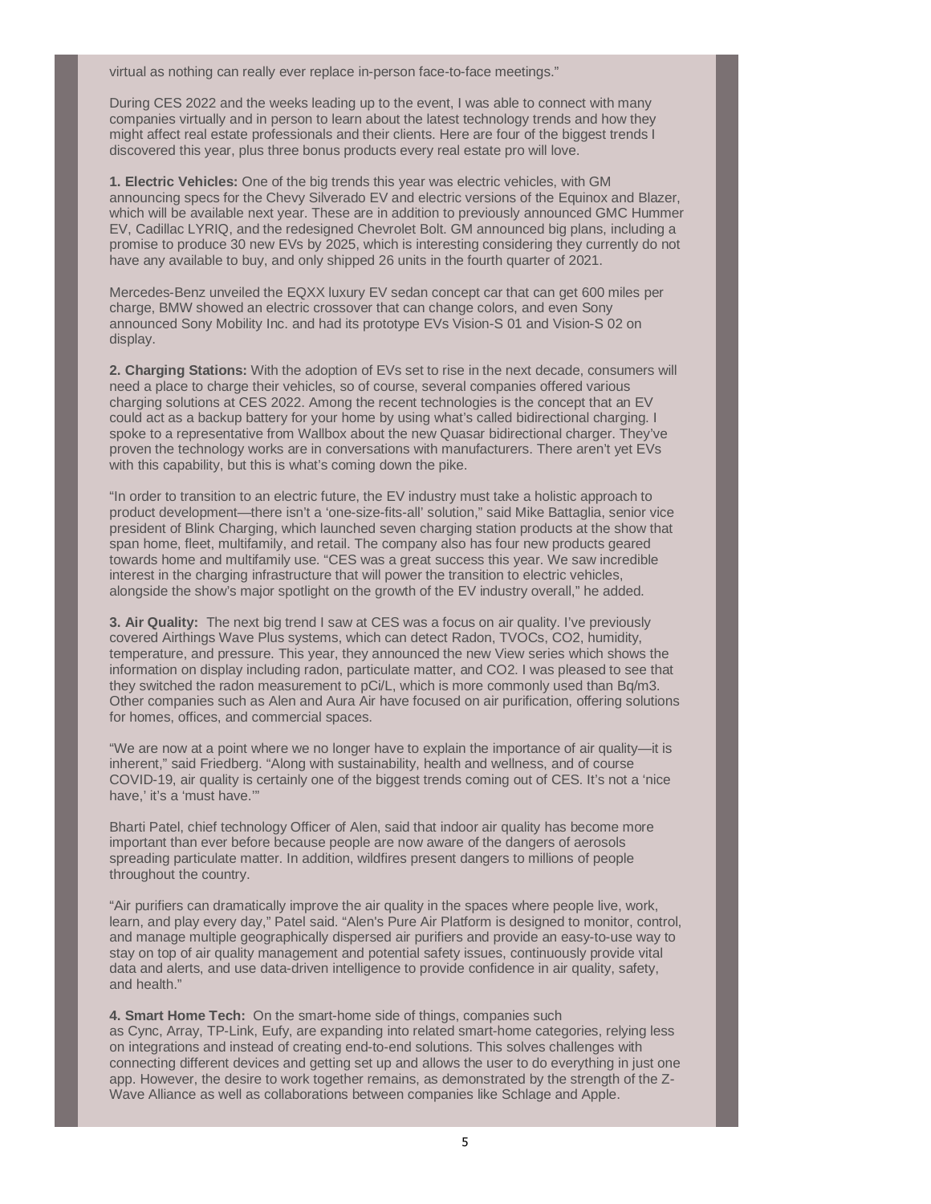virtual as nothing can really ever replace in-person face-to-face meetings."

During CES 2022 and the weeks leading up to the event, I was able to connect with many companies virtually and in person to learn about the latest technology trends and how they might affect real estate professionals and their clients. Here are four of the biggest trends I discovered this year, plus three bonus products every real estate pro will love.

**1. Electric Vehicles:** One of the big trends this year was electric vehicles, with GM announcing specs for the Chevy Silverado EV and electric versions of the Equinox and Blazer, which will be available next year. These are in addition to previously announced GMC Hummer EV, Cadillac LYRIQ, and the redesigned Chevrolet Bolt. GM announced big plans, including a promise to produce 30 new EVs by 2025, which is interesting considering they currently do not have any available to buy, and only shipped 26 units in the fourth quarter of 2021.

Mercedes-Benz unveiled the EQXX luxury EV sedan concept car that can get 600 miles per charge, BMW showed an electric crossover that can change colors, and even Sony announced Sony Mobility Inc. and had its prototype EVs Vision-S 01 and Vision-S 02 on display.

**2. Charging Stations:** With the adoption of EVs set to rise in the next decade, consumers will need a place to charge their vehicles, so of course, several companies offered various charging solutions at CES 2022. Among the recent technologies is the concept that an EV could act as a backup battery for your home by using what's called bidirectional charging. I spoke to a representative from Wallbox about the new Quasar bidirectional charger. They've proven the technology works are in conversations with manufacturers. There aren't yet EVs with this capability, but this is what's coming down the pike.

"In order to transition to an electric future, the EV industry must take a holistic approach to product development—there isn't a 'one-size-fits-all' solution," said Mike Battaglia, senior vice president of Blink Charging, which launched seven charging station products at the show that span home, fleet, multifamily, and retail. The company also has four new products geared towards home and multifamily use. "CES was a great success this year. We saw incredible interest in the charging infrastructure that will power the transition to electric vehicles, alongside the show's major spotlight on the growth of the EV industry overall," he added.

**3. Air Quality:** The next big trend I saw at CES was a focus on air quality. I've previously covered Airthings Wave Plus systems, which can detect Radon, TVOCs, CO2, humidity, temperature, and pressure. This year, they announced the new View series which shows the information on display including radon, particulate matter, and CO2. I was pleased to see that they switched the radon measurement to pCi/L, which is more commonly used than Bq/m3. Other companies such as Alen and Aura Air have focused on air purification, offering solutions for homes, offices, and commercial spaces.

"We are now at a point where we no longer have to explain the importance of air quality—it is inherent," said Friedberg. "Along with sustainability, health and wellness, and of course COVID-19, air quality is certainly one of the biggest trends coming out of CES. It's not a 'nice have,' it's a 'must have.'"

Bharti Patel, chief technology Officer of Alen, said that indoor air quality has become more important than ever before because people are now aware of the dangers of aerosols spreading particulate matter. In addition, wildfires present dangers to millions of people throughout the country.

"Air purifiers can dramatically improve the air quality in the spaces where people live, work, learn, and play every day," Patel said. "Alen's Pure Air Platform is designed to monitor, control, and manage multiple geographically dispersed air purifiers and provide an easy-to-use way to stay on top of air quality management and potential safety issues, continuously provide vital data and alerts, and use data-driven intelligence to provide confidence in air quality, safety, and health."

**4. Smart Home Tech:** On the smart-home side of things, companies such as Cync, Array, TP-Link, Eufy, are expanding into related smart-home categories, relying less on integrations and instead of creating end-to-end solutions. This solves challenges with connecting different devices and getting set up and allows the user to do everything in just one app. However, the desire to work together remains, as demonstrated by the strength of the Z-Wave Alliance as well as collaborations between companies like Schlage and Apple.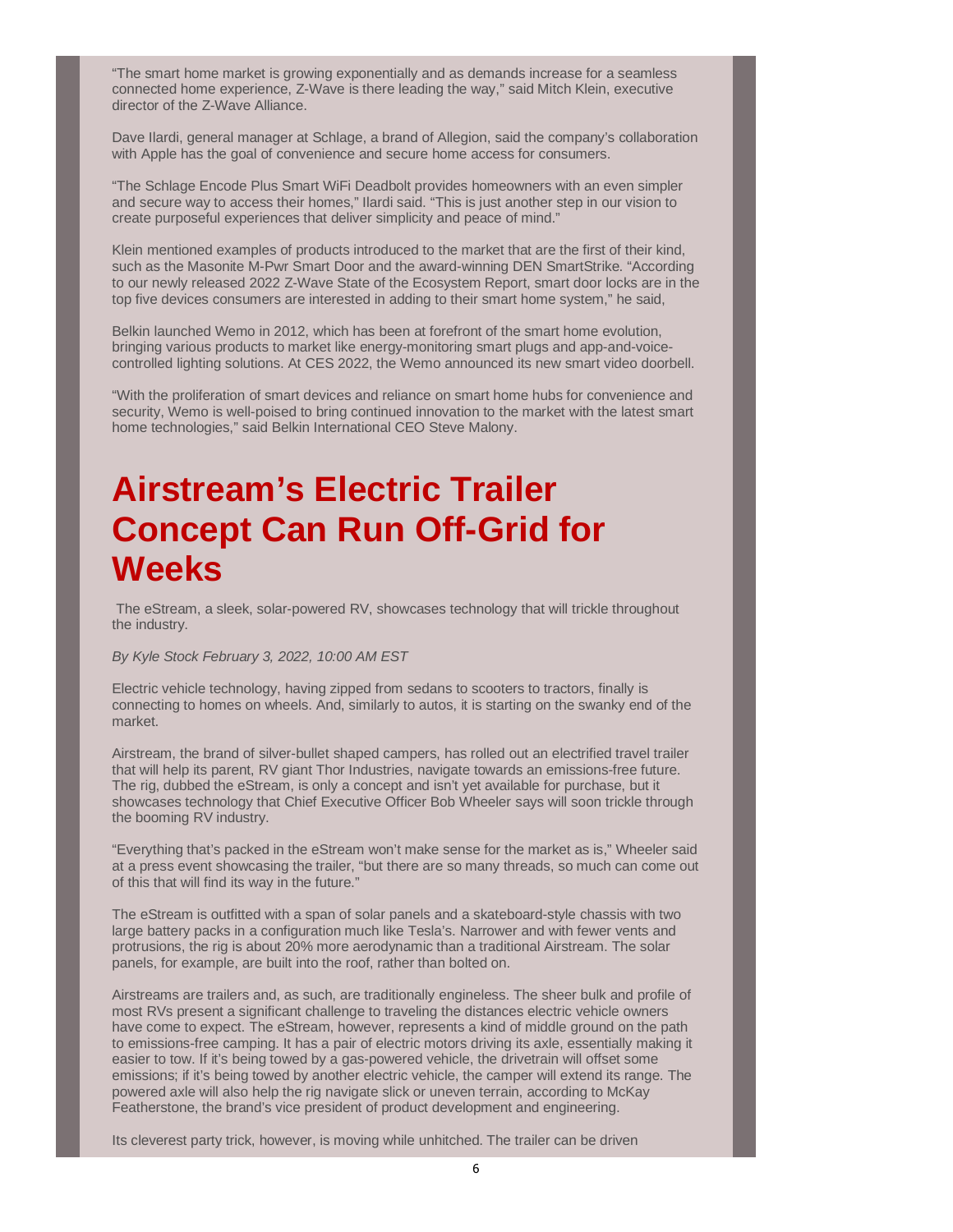"The smart home market is growing exponentially and as demands increase for a seamless connected home experience, Z-Wave is there leading the way," said Mitch Klein, executive director of the Z-Wave Alliance.

Dave Ilardi, general manager at Schlage, a brand of Allegion, said the company's collaboration with Apple has the goal of convenience and secure home access for consumers.

"The Schlage Encode Plus Smart WiFi Deadbolt provides homeowners with an even simpler and secure way to access their homes," Ilardi said. "This is just another step in our vision to create purposeful experiences that deliver simplicity and peace of mind."

Klein mentioned examples of products introduced to the market that are the first of their kind, such as the Masonite M-Pwr Smart Door and the award-winning DEN SmartStrike. "According to our newly released 2022 Z-Wave State of the Ecosystem Report, smart door locks are in the top five devices consumers are interested in adding to their smart home system," he said,

Belkin launched Wemo in 2012, which has been at forefront of the smart home evolution, bringing various products to market like energy-monitoring smart plugs and app-and-voice-controlled lighting solutions. At CES 2022, the Wemo announced its new smart video doorbell.

"With the proliferation of smart devices and reliance on smart home hubs for convenience and security, Wemo is well-poised to bring continued innovation to the market with the latest smart home technologies," said Belkin International CEO Steve Malony.

# Airstream's Electric Trailer Concept Can Run Off-Grid for Weeks

The eStream, a sleek, solar-powered RV, showcases technology that will trickle throughout the industry.

*By Kyle Stock February 3, 2022, 10:00 AM EST*

Electric vehicle technology, having zipped from sedans to scooters to tractors, finally is connecting to homes on wheels. And, similarly to autos, it is starting on the swanky end of the market.

Airstream, the brand of silver-bullet shaped campers, has rolled out an electrified travel trailer that will help its parent, RV giant Thor Industries, navigate towards an emissions-free future. The rig, dubbed the eStream, is only a concept and isn't yet available for purchase, but it showcases technology that Chief Executive Officer Bob Wheeler says will soon trickle through the booming RV industry.

"Everything that's packed in the eStream won't make sense for the market as is," Wheeler said at a press event showcasing the trailer, "but there are so many threads, so much can come out of this that will find its way in the future."

The eStream is outfitted with a span of solar panels and a skateboard-style chassis with two large battery packs in a configuration much like Tesla's. Narrower and with fewer vents and protrusions, the rig is about 20% more aerodynamic than a traditional Airstream. The solar panels, for example, are built into the roof, rather than bolted on.

Airstreams are trailers and, as such, are traditionally engineless. The sheer bulk and profile of most RVs present a significant challenge to traveling the distances electric vehicle owners have come to expect. The eStream, however, represents a kind of middle ground on the path to emissions-free camping. It has a pair of electric motors driving its axle, essentially making it easier to tow. If it's being towed by a gas-powered vehicle, the drivetrain will offset some emissions; if it's being towed by another electric vehicle, the camper will extend its range. The powered axle will also help the rig navigate slick or uneven terrain, according to McKay Featherstone, the brand's vice president of product development and engineering.

Its cleverest party trick, however, is moving while unhitched. The trailer can be driven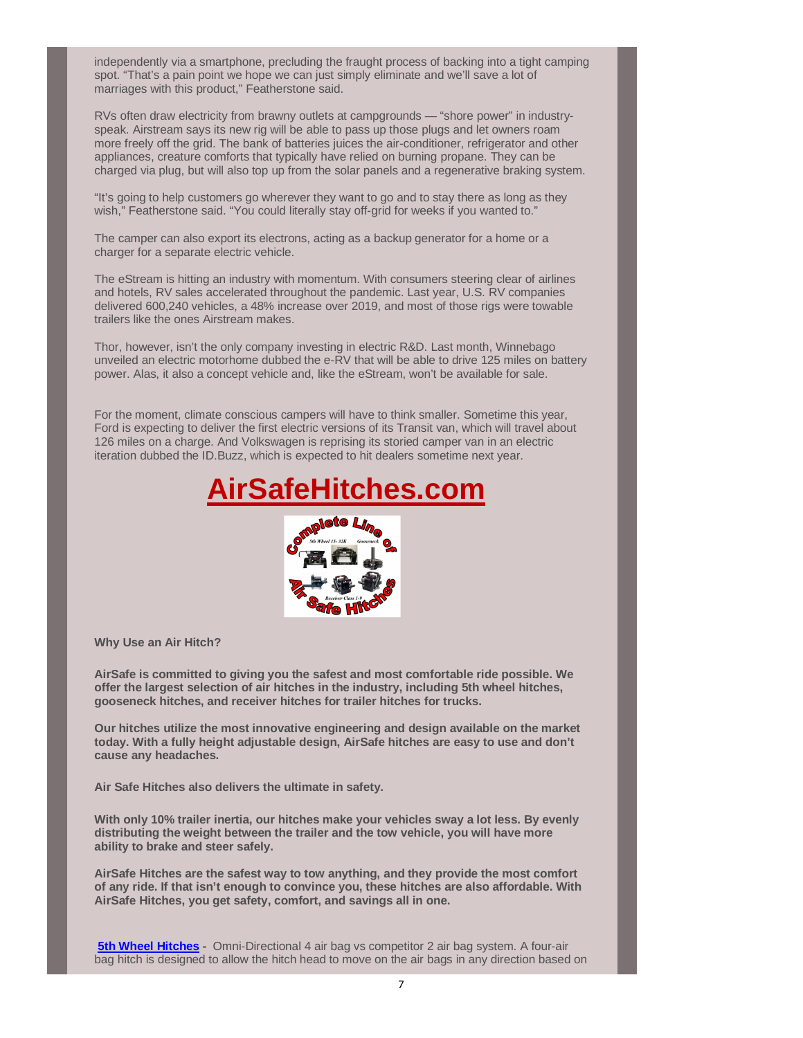independently via a smartphone, precluding the fraught process of backing into a tight camping spot. "That's a pain point we hope we can just simply eliminate and we'll save a lot of marriages with this product," Featherstone said.

RVs often draw electricity from brawny outlets at campgrounds — "shore power" in industry-speak. Airstream says its new rig will be able to pass up those plugs and let owners roam more freely off the grid. The bank of batteries juices the air-conditioner, refrigerator and other appliances, creature comforts that typically have relied on burning propane. They can be charged via plug, but will also top up from the solar panels and a regenerative braking system.

"It's going to help customers go wherever they want to go and to stay there as long as they wish," Featherstone said. "You could literally stay off-grid for weeks if you wanted to."

The camper can also export its electrons, acting as a backup generator for a home or a charger for a separate electric vehicle.

The eStream is hitting an industry with momentum. With consumers steering clear of airlines and hotels, RV sales accelerated throughout the pandemic. Last year, U.S. RV companies delivered 600,240 vehicles, a 48% increase over 2019, and most of those rigs were towable trailers like the ones Airstream makes.

Thor, however, isn't the only company investing in electric R&D. Last month, Winnebago unveiled an electric motorhome dubbed the e-RV that will be able to drive 125 miles on battery power. Alas, it also a concept vehicle and, like the eStream, won't be available for sale.

For the moment, climate conscious campers will have to think smaller. Sometime this year, Ford is expecting to deliver the first electric versions of its Transit van, which will travel about 126 miles on a charge. And Volkswagen is reprising its storied camper van in an electric iteration dubbed the ID.Buzz, which is expected to hit dealers sometime next year.

# AirSafeHitches.com

**Why Use an Air Hitch?**

**AirSafe is committed to giving you the safest and most comfortable ride possible. We offer the largest selection of air hitches in the industry, including 5th wheel hitches, gooseneck hitches, and receiver hitches for trailer hitches for trucks.**

**Our hitches utilize the most innovative engineering and design available on the market today. With a fully height adjustable design, AirSafe hitches are easy to use and don't cause any headaches.**

**Air Safe Hitches also delivers the ultimate in safety.**

**With only 10% trailer inertia, our hitches make your vehicles sway a lot less. By evenly distributing the weight between the trailer and the tow vehicle, you will have more ability to brake and steer safely.**

**AirSafe Hitches are the safest way to tow anything, and they provide the most comfort of any ride. If that isn't enough to convince you, these hitches are also affordable. With AirSafe Hitches, you get safety, comfort, and savings all in one.**

**5th Wheel Hitches -** Omni-Directional 4 air bag vs competitor 2 air bag system. A four-air bag hitch is designed to allow the hitch head to move on the air bags in any direction based on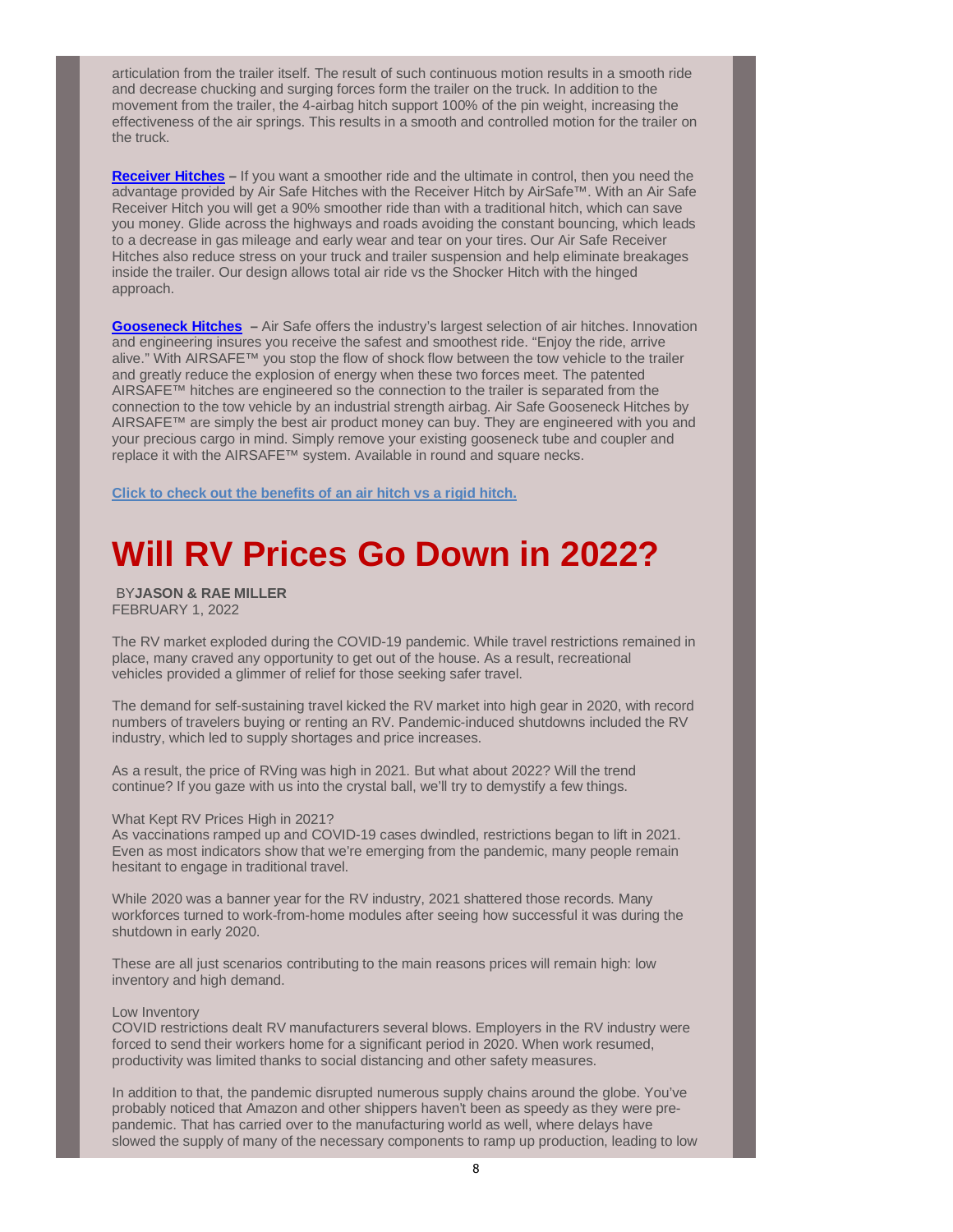articulation from the trailer itself. The result of such continuous motion results in a smooth ride and decrease chucking and surging forces form the trailer on the truck. In addition to the movement from the trailer, the 4-airbag hitch support 100% of the pin weight, increasing the effectiveness of the air springs. This results in a smooth and controlled motion for the trailer on the truck.

**Receiver Hitches** – If you want a smoother ride and the ultimate in control, then you need the advantage provided by Air Safe Hitches with the Receiver Hitch by AirSafe™. With an Air Safe Receiver Hitch you will get a 90% smoother ride than with a traditional hitch, which can save you money. Glide across the highways and roads avoiding the constant bouncing, which leads to a decrease in gas mileage and early wear and tear on your tires. Our Air Safe Receiver Hitches also reduce stress on your truck and trailer suspension and help eliminate breakages inside the trailer. Our design allows total air ride vs the Shocker Hitch with the hinged approach.

**Gooseneck Hitches** – Air Safe offers the industry's largest selection of air hitches. Innovation and engineering insures you receive the safest and smoothest ride. "Enjoy the ride, arrive alive." With AIRSAFE™ you stop the flow of shock flow between the tow vehicle to the trailer and greatly reduce the explosion of energy when these two forces meet. The patented AIRSAFE™ hitches are engineered so the connection to the trailer is separated from the connection to the tow vehicle by an industrial strength airbag. Air Safe Gooseneck Hitches by AIRSAFE™ are simply the best air product money can buy. They are engineered with you and your precious cargo in mind. Simply remove your existing gooseneck tube and coupler and replace it with the AIRSAFE™ system. Available in round and square necks.

**Click to check out the benefits of an air hitch vs a rigid hitch.**

# Will RV Prices Go Down in 2022?

BY**JASON & RAE MILLER**
FEBRUARY 1, 2022

The RV market exploded during the COVID-19 pandemic. While travel restrictions remained in place, many craved any opportunity to get out of the house. As a result, recreational vehicles provided a glimmer of relief for those seeking safer travel.

The demand for self-sustaining travel kicked the RV market into high gear in 2020, with record numbers of travelers buying or renting an RV. Pandemic-induced shutdowns included the RV industry, which led to supply shortages and price increases.

As a result, the price of RVing was high in 2021. But what about 2022? Will the trend continue? If you gaze with us into the crystal ball, we'll try to demystify a few things.

What Kept RV Prices High in 2021?
As vaccinations ramped up and COVID-19 cases dwindled, restrictions began to lift in 2021. Even as most indicators show that we're emerging from the pandemic, many people remain hesitant to engage in traditional travel.

While 2020 was a banner year for the RV industry, 2021 shattered those records. Many workforces turned to work-from-home modules after seeing how successful it was during the shutdown in early 2020.

These are all just scenarios contributing to the main reasons prices will remain high: low inventory and high demand.

Low Inventory
COVID restrictions dealt RV manufacturers several blows. Employers in the RV industry were forced to send their workers home for a significant period in 2020. When work resumed, productivity was limited thanks to social distancing and other safety measures.

In addition to that, the pandemic disrupted numerous supply chains around the globe. You've probably noticed that Amazon and other shippers haven't been as speedy as they were pre-pandemic. That has carried over to the manufacturing world as well, where delays have slowed the supply of many of the necessary components to ramp up production, leading to low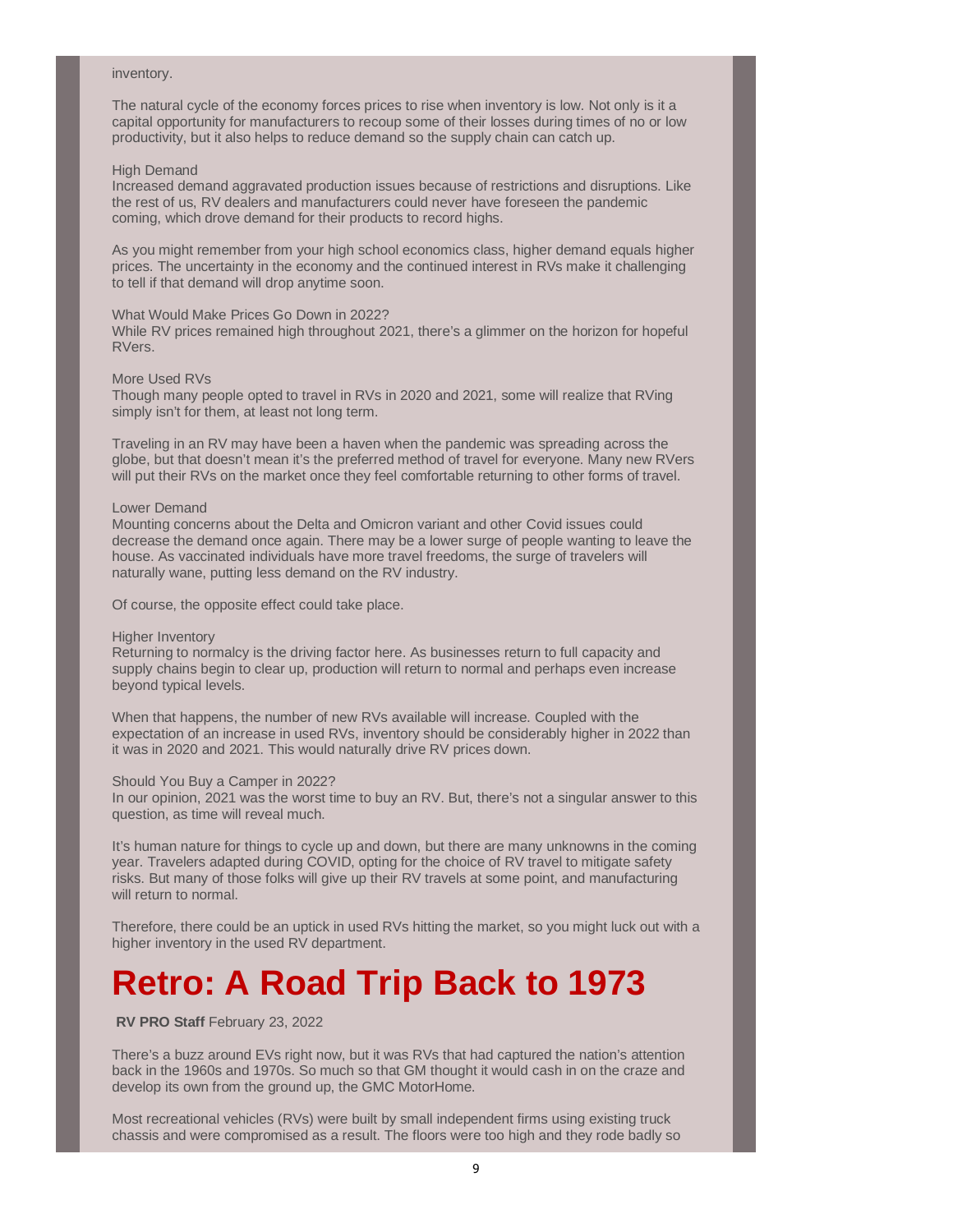inventory.

The natural cycle of the economy forces prices to rise when inventory is low. Not only is it a capital opportunity for manufacturers to recoup some of their losses during times of no or low productivity, but it also helps to reduce demand so the supply chain can catch up.

High Demand
Increased demand aggravated production issues because of restrictions and disruptions. Like the rest of us, RV dealers and manufacturers could never have foreseen the pandemic coming, which drove demand for their products to record highs.

As you might remember from your high school economics class, higher demand equals higher prices. The uncertainty in the economy and the continued interest in RVs make it challenging to tell if that demand will drop anytime soon.

What Would Make Prices Go Down in 2022?
While RV prices remained high throughout 2021, there's a glimmer on the horizon for hopeful RVers.

More Used RVs
Though many people opted to travel in RVs in 2020 and 2021, some will realize that RVing simply isn't for them, at least not long term.

Traveling in an RV may have been a haven when the pandemic was spreading across the globe, but that doesn't mean it's the preferred method of travel for everyone. Many new RVers will put their RVs on the market once they feel comfortable returning to other forms of travel.

Lower Demand
Mounting concerns about the Delta and Omicron variant and other Covid issues could decrease the demand once again. There may be a lower surge of people wanting to leave the house. As vaccinated individuals have more travel freedoms, the surge of travelers will naturally wane, putting less demand on the RV industry.

Of course, the opposite effect could take place.

Higher Inventory
Returning to normalcy is the driving factor here. As businesses return to full capacity and supply chains begin to clear up, production will return to normal and perhaps even increase beyond typical levels.

When that happens, the number of new RVs available will increase. Coupled with the expectation of an increase in used RVs, inventory should be considerably higher in 2022 than it was in 2020 and 2021. This would naturally drive RV prices down.

Should You Buy a Camper in 2022?
In our opinion, 2021 was the worst time to buy an RV. But, there's not a singular answer to this question, as time will reveal much.

It's human nature for things to cycle up and down, but there are many unknowns in the coming year. Travelers adapted during COVID, opting for the choice of RV travel to mitigate safety risks. But many of those folks will give up their RV travels at some point, and manufacturing will return to normal.

Therefore, there could be an uptick in used RVs hitting the market, so you might luck out with a higher inventory in the used RV department.

# Retro: A Road Trip Back to 1973

**RV PRO Staff** February 23, 2022

There's a buzz around EVs right now, but it was RVs that had captured the nation's attention back in the 1960s and 1970s. So much so that GM thought it would cash in on the craze and develop its own from the ground up, the GMC MotorHome.

Most recreational vehicles (RVs) were built by small independent firms using existing truck chassis and were compromised as a result. The floors were too high and they rode badly so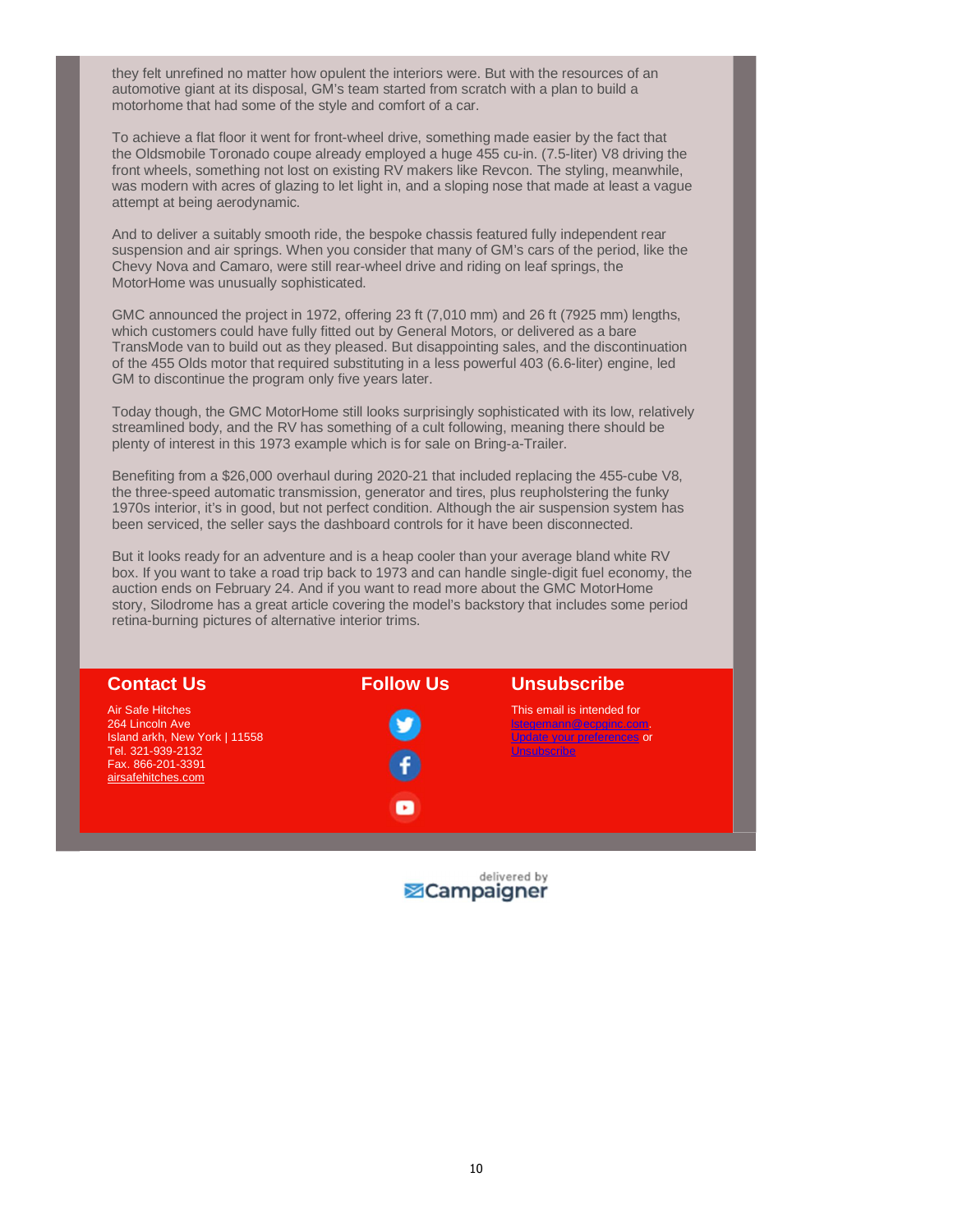they felt unrefined no matter how opulent the interiors were. But with the resources of an automotive giant at its disposal, GM's team started from scratch with a plan to build a motorhome that had some of the style and comfort of a car.

To achieve a flat floor it went for front-wheel drive, something made easier by the fact that the Oldsmobile Toronado coupe already employed a huge 455 cu-in. (7.5-liter) V8 driving the front wheels, something not lost on existing RV makers like Revcon. The styling, meanwhile, was modern with acres of glazing to let light in, and a sloping nose that made at least a vague attempt at being aerodynamic.

And to deliver a suitably smooth ride, the bespoke chassis featured fully independent rear suspension and air springs. When you consider that many of GM's cars of the period, like the Chevy Nova and Camaro, were still rear-wheel drive and riding on leaf springs, the MotorHome was unusually sophisticated.

GMC announced the project in 1972, offering 23 ft (7,010 mm) and 26 ft (7925 mm) lengths, which customers could have fully fitted out by General Motors, or delivered as a bare TransMode van to build out as they pleased. But disappointing sales, and the discontinuation of the 455 Olds motor that required substituting in a less powerful 403 (6.6-liter) engine, led GM to discontinue the program only five years later.

Today though, the GMC MotorHome still looks surprisingly sophisticated with its low, relatively streamlined body, and the RV has something of a cult following, meaning there should be plenty of interest in this 1973 example which is for sale on Bring-a-Trailer.

Benefiting from a $26,000 overhaul during 2020-21 that included replacing the 455-cube V8, the three-speed automatic transmission, generator and tires, plus reupholstering the funky 1970s interior, it's in good, but not perfect condition. Although the air suspension system has been serviced, the seller says the dashboard controls for it have been disconnected.

But it looks ready for an adventure and is a heap cooler than your average bland white RV box. If you want to take a road trip back to 1973 and can handle single-digit fuel economy, the auction ends on February 24. And if you want to read more about the GMC MotorHome story, Silodrome has a great article covering the model's backstory that includes some period retina-burning pictures of alternative interior trims.

## Contact Us

Air Safe Hitches
264 Lincoln Ave
Island arkh, New York | 11558
Tel. 321-939-2132
Fax. 866-201-3391
airsafehitches.com

## Follow Us

## Unsubscribe

This email is intended for lstegemann@ecpginc.com.
Update your preferences or Unsubscribe

delivered by Campaigner